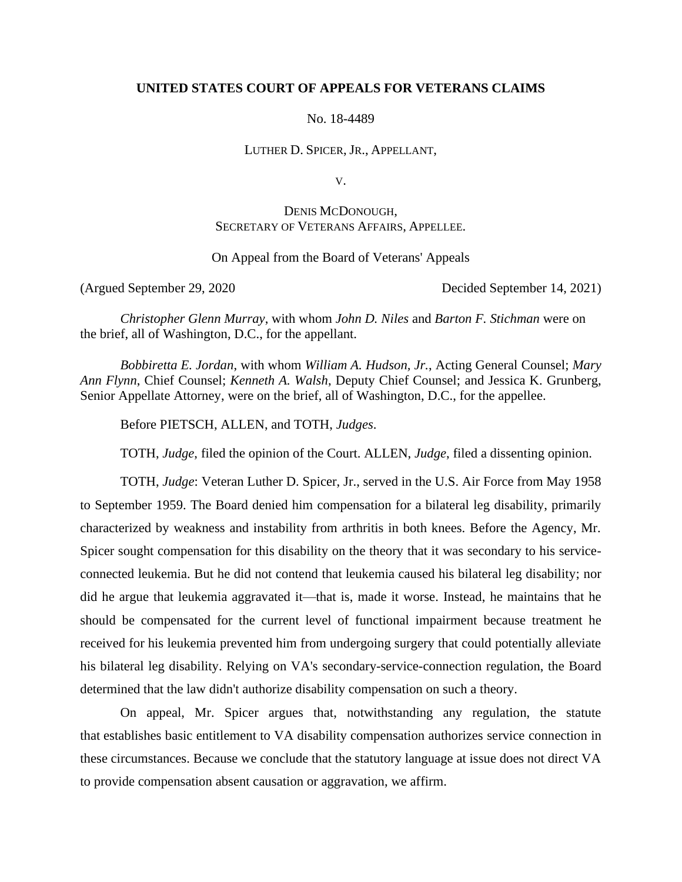**UNITED STATES COURT OF APPEALS FOR VETERANS CLAIMS**

No. 18-4489

LUTHER D. SPICER, JR., APPELLANT,

V.

DENIS MCDONOUGH,
SECRETARY OF VETERANS AFFAIRS, APPELLEE.

On Appeal from the Board of Veterans' Appeals

(Argued September 29, 2020 Decided September 14, 2021)

*Christopher Glenn Murray*, with whom *John D. Niles* and *Barton F. Stichman* were on the brief, all of Washington, D.C., for the appellant.

*Bobbiretta E. Jordan*, with whom *William A. Hudson, Jr.*, Acting General Counsel; *Mary Ann Flynn*, Chief Counsel; *Kenneth A. Walsh*, Deputy Chief Counsel; and Jessica K. Grunberg, Senior Appellate Attorney, were on the brief, all of Washington, D.C., for the appellee.

Before PIETSCH, ALLEN, and TOTH, *Judges*.

TOTH, *Judge*, filed the opinion of the Court. ALLEN, *Judge*, filed a dissenting opinion.

TOTH, *Judge*: Veteran Luther D. Spicer, Jr., served in the U.S. Air Force from May 1958 to September 1959. The Board denied him compensation for a bilateral leg disability, primarily characterized by weakness and instability from arthritis in both knees. Before the Agency, Mr. Spicer sought compensation for this disability on the theory that it was secondary to his service-connected leukemia. But he did not contend that leukemia caused his bilateral leg disability; nor did he argue that leukemia aggravated it—that is, made it worse. Instead, he maintains that he should be compensated for the current level of functional impairment because treatment he received for his leukemia prevented him from undergoing surgery that could potentially alleviate his bilateral leg disability. Relying on VA's secondary-service-connection regulation, the Board determined that the law didn't authorize disability compensation on such a theory.

On appeal, Mr. Spicer argues that, notwithstanding any regulation, the statute that establishes basic entitlement to VA disability compensation authorizes service connection in these circumstances. Because we conclude that the statutory language at issue does not direct VA to provide compensation absent causation or aggravation, we affirm.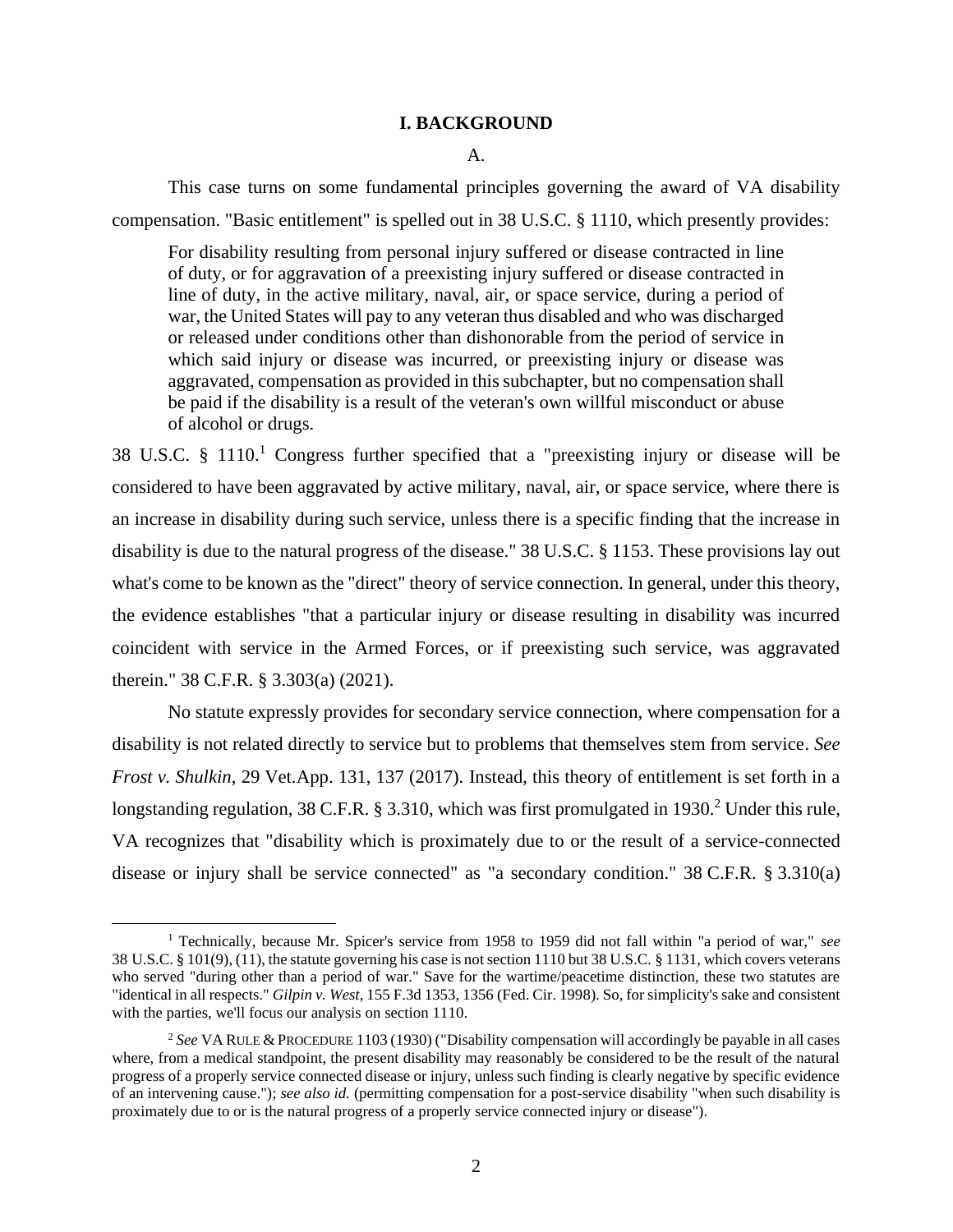## I. BACKGROUND

A.

This case turns on some fundamental principles governing the award of VA disability compensation. "Basic entitlement" is spelled out in 38 U.S.C. § 1110, which presently provides:

> For disability resulting from personal injury suffered or disease contracted in line of duty, or for aggravation of a preexisting injury suffered or disease contracted in line of duty, in the active military, naval, air, or space service, during a period of war, the United States will pay to any veteran thus disabled and who was discharged or released under conditions other than dishonorable from the period of service in which said injury or disease was incurred, or preexisting injury or disease was aggravated, compensation as provided in this subchapter, but no compensation shall be paid if the disability is a result of the veteran's own willful misconduct or abuse of alcohol or drugs.

38 U.S.C. § 1110.[1] Congress further specified that a "preexisting injury or disease will be considered to have been aggravated by active military, naval, air, or space service, where there is an increase in disability during such service, unless there is a specific finding that the increase in disability is due to the natural progress of the disease." 38 U.S.C. § 1153. These provisions lay out what's come to be known as the "direct" theory of service connection. In general, under this theory, the evidence establishes "that a particular injury or disease resulting in disability was incurred coincident with service in the Armed Forces, or if preexisting such service, was aggravated therein." 38 C.F.R. § 3.303(a) (2021).

No statute expressly provides for secondary service connection, where compensation for a disability is not related directly to service but to problems that themselves stem from service. *See Frost v. Shulkin*, 29 Vet.App. 131, 137 (2017). Instead, this theory of entitlement is set forth in a longstanding regulation, 38 C.F.R. § 3.310, which was first promulgated in 1930.[2] Under this rule, VA recognizes that "disability which is proximately due to or the result of a service-connected disease or injury shall be service connected" as "a secondary condition." 38 C.F.R. § 3.310(a)

---

[1] Technically, because Mr. Spicer's service from 1958 to 1959 did not fall within "a period of war," *see* 38 U.S.C. § 101(9), (11), the statute governing his case is not section 1110 but 38 U.S.C. § 1131, which covers veterans who served "during other than a period of war." Save for the wartime/peacetime distinction, these two statutes are "identical in all respects." *Gilpin v. West*, 155 F.3d 1353, 1356 (Fed. Cir. 1998). So, for simplicity's sake and consistent with the parties, we'll focus our analysis on section 1110.

[2] *See* VA RULE & PROCEDURE 1103 (1930) ("Disability compensation will accordingly be payable in all cases where, from a medical standpoint, the present disability may reasonably be considered to be the result of the natural progress of a properly service connected disease or injury, unless such finding is clearly negative by specific evidence of an intervening cause."); *see also id.* (permitting compensation for a post-service disability "when such disability is proximately due to or is the natural progress of a properly service connected injury or disease").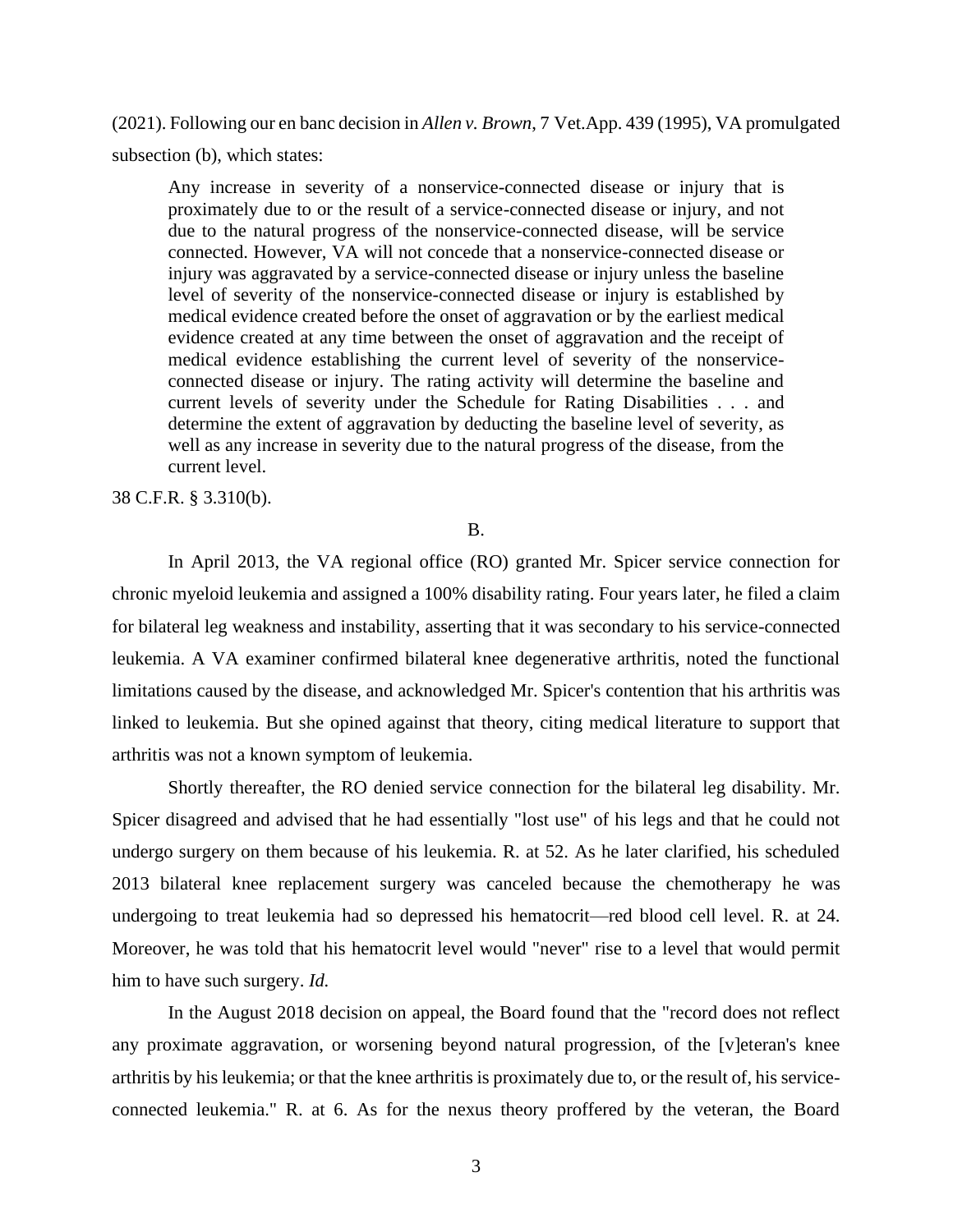(2021). Following our en banc decision in *Allen v. Brown*, 7 Vet.App. 439 (1995), VA promulgated subsection (b), which states:

> Any increase in severity of a nonservice-connected disease or injury that is proximately due to or the result of a service-connected disease or injury, and not due to the natural progress of the nonservice-connected disease, will be service connected. However, VA will not concede that a nonservice-connected disease or injury was aggravated by a service-connected disease or injury unless the baseline level of severity of the nonservice-connected disease or injury is established by medical evidence created before the onset of aggravation or by the earliest medical evidence created at any time between the onset of aggravation and the receipt of medical evidence establishing the current level of severity of the nonservice-connected disease or injury. The rating activity will determine the baseline and current levels of severity under the Schedule for Rating Disabilities . . . and determine the extent of aggravation by deducting the baseline level of severity, as well as any increase in severity due to the natural progress of the disease, from the current level.

38 C.F.R. § 3.310(b).

B.

In April 2013, the VA regional office (RO) granted Mr. Spicer service connection for chronic myeloid leukemia and assigned a 100% disability rating. Four years later, he filed a claim for bilateral leg weakness and instability, asserting that it was secondary to his service-connected leukemia. A VA examiner confirmed bilateral knee degenerative arthritis, noted the functional limitations caused by the disease, and acknowledged Mr. Spicer's contention that his arthritis was linked to leukemia. But she opined against that theory, citing medical literature to support that arthritis was not a known symptom of leukemia.

Shortly thereafter, the RO denied service connection for the bilateral leg disability. Mr. Spicer disagreed and advised that he had essentially "lost use" of his legs and that he could not undergo surgery on them because of his leukemia. R. at 52. As he later clarified, his scheduled 2013 bilateral knee replacement surgery was canceled because the chemotherapy he was undergoing to treat leukemia had so depressed his hematocrit—red blood cell level. R. at 24. Moreover, he was told that his hematocrit level would "never" rise to a level that would permit him to have such surgery. *Id.*

In the August 2018 decision on appeal, the Board found that the "record does not reflect any proximate aggravation, or worsening beyond natural progression, of the [v]eteran's knee arthritis by his leukemia; or that the knee arthritis is proximately due to, or the result of, his service-connected leukemia." R. at 6. As for the nexus theory proffered by the veteran, the Board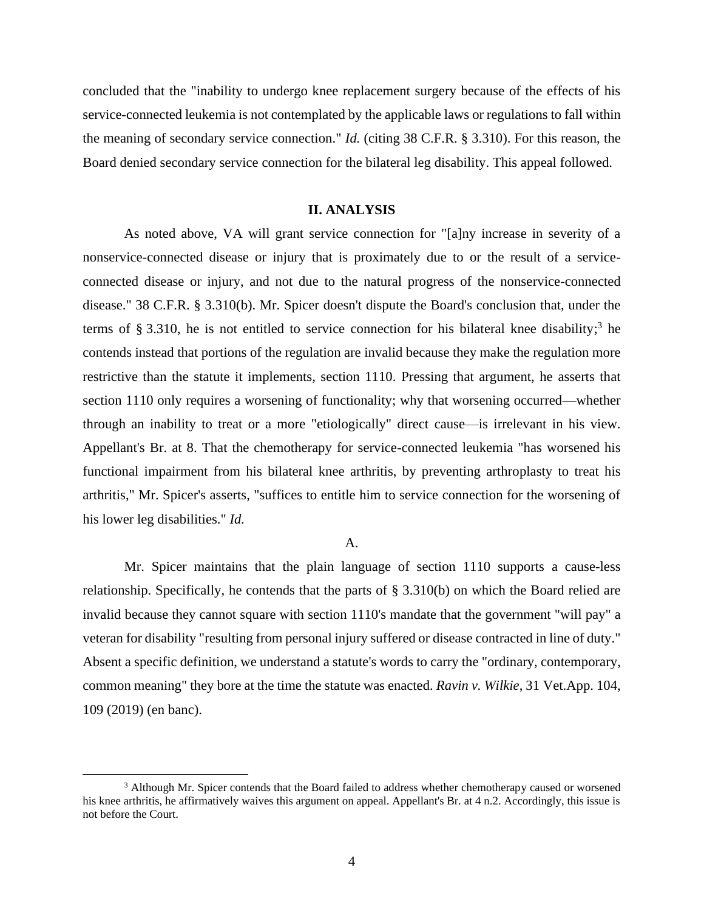concluded that the "inability to undergo knee replacement surgery because of the effects of his service-connected leukemia is not contemplated by the applicable laws or regulations to fall within the meaning of secondary service connection." *Id.* (citing 38 C.F.R. § 3.310). For this reason, the Board denied secondary service connection for the bilateral leg disability. This appeal followed.

## II. ANALYSIS

As noted above, VA will grant service connection for "[a]ny increase in severity of a nonservice-connected disease or injury that is proximately due to or the result of a service-connected disease or injury, and not due to the natural progress of the nonservice-connected disease." 38 C.F.R. § 3.310(b). Mr. Spicer doesn't dispute the Board's conclusion that, under the terms of § 3.310, he is not entitled to service connection for his bilateral knee disability;[3] he contends instead that portions of the regulation are invalid because they make the regulation more restrictive than the statute it implements, section 1110. Pressing that argument, he asserts that section 1110 only requires a worsening of functionality; why that worsening occurred—whether through an inability to treat or a more "etiologically" direct cause—is irrelevant in his view. Appellant's Br. at 8. That the chemotherapy for service-connected leukemia "has worsened his functional impairment from his bilateral knee arthritis, by preventing arthroplasty to treat his arthritis," Mr. Spicer's asserts, "suffices to entitle him to service connection for the worsening of his lower leg disabilities." *Id.*

A.

Mr. Spicer maintains that the plain language of section 1110 supports a cause-less relationship. Specifically, he contends that the parts of § 3.310(b) on which the Board relied are invalid because they cannot square with section 1110's mandate that the government "will pay" a veteran for disability "resulting from personal injury suffered or disease contracted in line of duty." Absent a specific definition, we understand a statute's words to carry the "ordinary, contemporary, common meaning" they bore at the time the statute was enacted. *Ravin v. Wilkie*, 31 Vet.App. 104, 109 (2019) (en banc).

---

[3] Although Mr. Spicer contends that the Board failed to address whether chemotherapy caused or worsened his knee arthritis, he affirmatively waives this argument on appeal. Appellant's Br. at 4 n.2. Accordingly, this issue is not before the Court.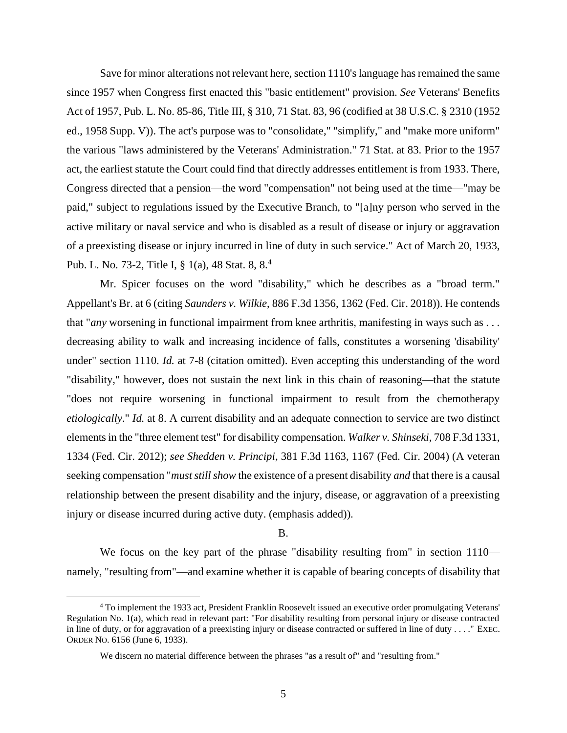Save for minor alterations not relevant here, section 1110's language has remained the same since 1957 when Congress first enacted this "basic entitlement" provision. *See* Veterans' Benefits Act of 1957, Pub. L. No. 85-86, Title III, § 310, 71 Stat. 83, 96 (codified at 38 U.S.C. § 2310 (1952 ed., 1958 Supp. V)). The act's purpose was to "consolidate," "simplify," and "make more uniform" the various "laws administered by the Veterans' Administration." 71 Stat. at 83. Prior to the 1957 act, the earliest statute the Court could find that directly addresses entitlement is from 1933. There, Congress directed that a pension—the word "compensation" not being used at the time—"may be paid," subject to regulations issued by the Executive Branch, to "[a]ny person who served in the active military or naval service and who is disabled as a result of disease or injury or aggravation of a preexisting disease or injury incurred in line of duty in such service." Act of March 20, 1933, Pub. L. No. 73-2, Title I, § 1(a), 48 Stat. 8, 8.[4]

Mr. Spicer focuses on the word "disability," which he describes as a "broad term." Appellant's Br. at 6 (citing *Saunders v. Wilkie*, 886 F.3d 1356, 1362 (Fed. Cir. 2018)). He contends that "*any* worsening in functional impairment from knee arthritis, manifesting in ways such as . . . decreasing ability to walk and increasing incidence of falls, constitutes a worsening 'disability' under" section 1110. *Id.* at 7-8 (citation omitted). Even accepting this understanding of the word "disability," however, does not sustain the next link in this chain of reasoning—that the statute "does not require worsening in functional impairment to result from the chemotherapy *etiologically*." *Id.* at 8. A current disability and an adequate connection to service are two distinct elements in the "three element test" for disability compensation. *Walker v. Shinseki*, 708 F.3d 1331, 1334 (Fed. Cir. 2012); *see Shedden v. Principi*, 381 F.3d 1163, 1167 (Fed. Cir. 2004) (A veteran seeking compensation "*must still show* the existence of a present disability *and* that there is a causal relationship between the present disability and the injury, disease, or aggravation of a preexisting injury or disease incurred during active duty. (emphasis added)).

### B.

We focus on the key part of the phrase "disability resulting from" in section 1110—namely, "resulting from"—and examine whether it is capable of bearing concepts of disability that

---

[4] To implement the 1933 act, President Franklin Roosevelt issued an executive order promulgating Veterans' Regulation No. 1(a), which read in relevant part: "For disability resulting from personal injury or disease contracted in line of duty, or for aggravation of a preexisting injury or disease contracted or suffered in line of duty . . . ." EXEC. ORDER NO. 6156 (June 6, 1933).

We discern no material difference between the phrases "as a result of" and "resulting from."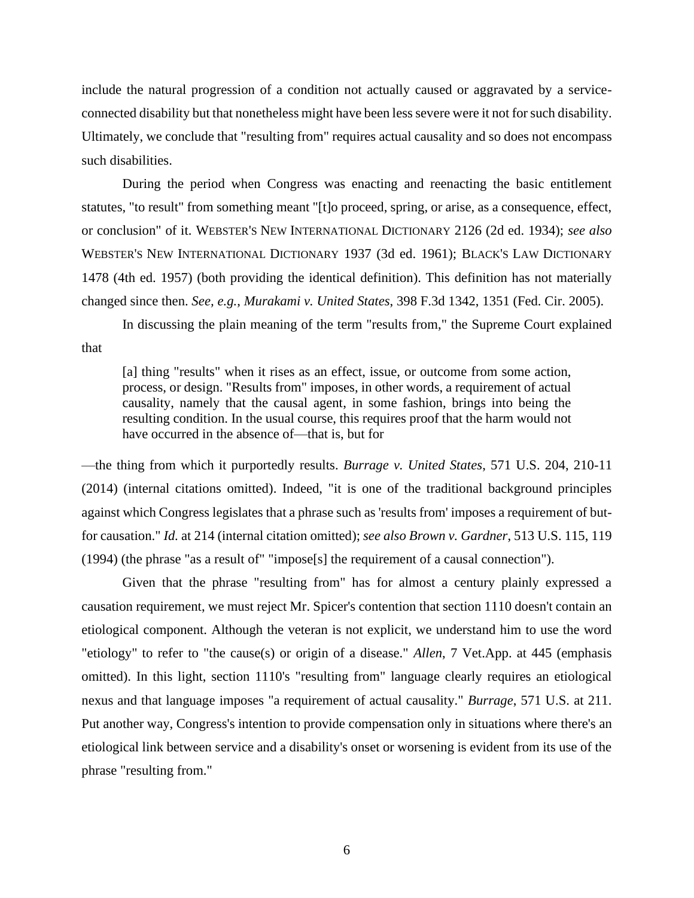include the natural progression of a condition not actually caused or aggravated by a service-connected disability but that nonetheless might have been less severe were it not for such disability. Ultimately, we conclude that "resulting from" requires actual causality and so does not encompass such disabilities.

During the period when Congress was enacting and reenacting the basic entitlement statutes, "to result" from something meant "[t]o proceed, spring, or arise, as a consequence, effect, or conclusion" of it. WEBSTER'S NEW INTERNATIONAL DICTIONARY 2126 (2d ed. 1934); *see also* WEBSTER'S NEW INTERNATIONAL DICTIONARY 1937 (3d ed. 1961); BLACK'S LAW DICTIONARY 1478 (4th ed. 1957) (both providing the identical definition). This definition has not materially changed since then. *See, e.g.*, *Murakami v. United States*, 398 F.3d 1342, 1351 (Fed. Cir. 2005).

In discussing the plain meaning of the term "results from," the Supreme Court explained that

> [a] thing "results" when it rises as an effect, issue, or outcome from some action, process, or design. "Results from" imposes, in other words, a requirement of actual causality, namely that the causal agent, in some fashion, brings into being the resulting condition. In the usual course, this requires proof that the harm would not have occurred in the absence of—that is, but for

—the thing from which it purportedly results. *Burrage v. United States*, 571 U.S. 204, 210-11 (2014) (internal citations omitted). Indeed, "it is one of the traditional background principles against which Congress legislates that a phrase such as 'results from' imposes a requirement of but-for causation." *Id.* at 214 (internal citation omitted); *see also Brown v. Gardner*, 513 U.S. 115, 119 (1994) (the phrase "as a result of" "impose[s] the requirement of a causal connection").

Given that the phrase "resulting from" has for almost a century plainly expressed a causation requirement, we must reject Mr. Spicer's contention that section 1110 doesn't contain an etiological component. Although the veteran is not explicit, we understand him to use the word "etiology" to refer to "the cause(s) or origin of a disease." *Allen*, 7 Vet.App. at 445 (emphasis omitted). In this light, section 1110's "resulting from" language clearly requires an etiological nexus and that language imposes "a requirement of actual causality." *Burrage*, 571 U.S. at 211. Put another way, Congress's intention to provide compensation only in situations where there's an etiological link between service and a disability's onset or worsening is evident from its use of the phrase "resulting from."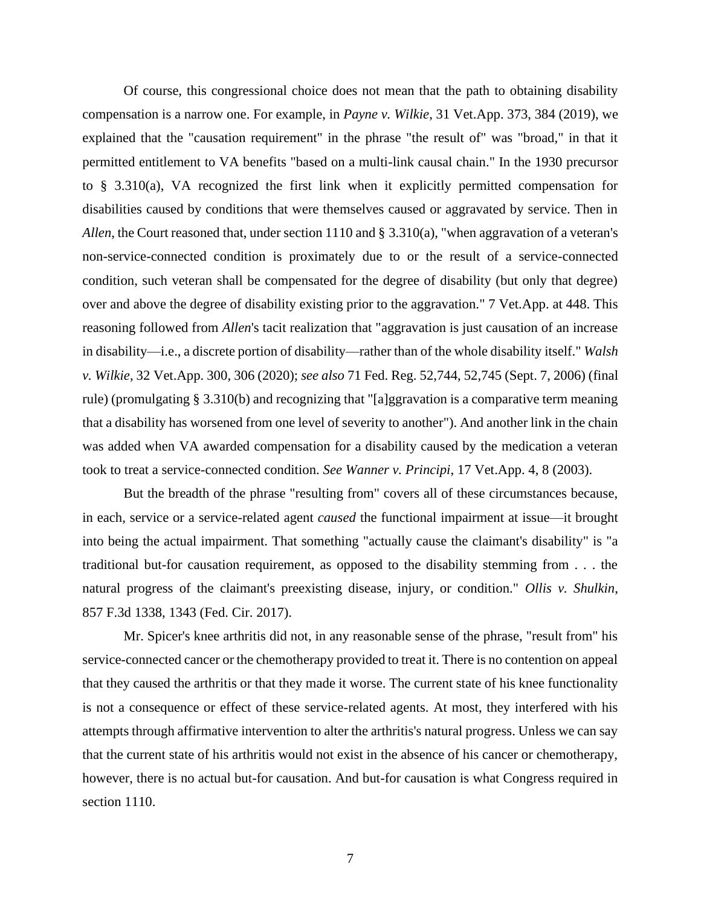Of course, this congressional choice does not mean that the path to obtaining disability compensation is a narrow one. For example, in *Payne v. Wilkie*, 31 Vet.App. 373, 384 (2019), we explained that the "causation requirement" in the phrase "the result of" was "broad," in that it permitted entitlement to VA benefits "based on a multi-link causal chain." In the 1930 precursor to § 3.310(a), VA recognized the first link when it explicitly permitted compensation for disabilities caused by conditions that were themselves caused or aggravated by service. Then in *Allen*, the Court reasoned that, under section 1110 and § 3.310(a), "when aggravation of a veteran's non-service-connected condition is proximately due to or the result of a service-connected condition, such veteran shall be compensated for the degree of disability (but only that degree) over and above the degree of disability existing prior to the aggravation." 7 Vet.App. at 448. This reasoning followed from *Allen*'s tacit realization that "aggravation is just causation of an increase in disability—i.e., a discrete portion of disability—rather than of the whole disability itself." *Walsh v. Wilkie*, 32 Vet.App. 300, 306 (2020); *see also* 71 Fed. Reg. 52,744, 52,745 (Sept. 7, 2006) (final rule) (promulgating § 3.310(b) and recognizing that "[a]ggravation is a comparative term meaning that a disability has worsened from one level of severity to another"). And another link in the chain was added when VA awarded compensation for a disability caused by the medication a veteran took to treat a service-connected condition. *See Wanner v. Principi*, 17 Vet.App. 4, 8 (2003).

But the breadth of the phrase "resulting from" covers all of these circumstances because, in each, service or a service-related agent *caused* the functional impairment at issue—it brought into being the actual impairment. That something "actually cause the claimant's disability" is "a traditional but-for causation requirement, as opposed to the disability stemming from . . . the natural progress of the claimant's preexisting disease, injury, or condition." *Ollis v. Shulkin*, 857 F.3d 1338, 1343 (Fed. Cir. 2017).

Mr. Spicer's knee arthritis did not, in any reasonable sense of the phrase, "result from" his service-connected cancer or the chemotherapy provided to treat it. There is no contention on appeal that they caused the arthritis or that they made it worse. The current state of his knee functionality is not a consequence or effect of these service-related agents. At most, they interfered with his attempts through affirmative intervention to alter the arthritis's natural progress. Unless we can say that the current state of his arthritis would not exist in the absence of his cancer or chemotherapy, however, there is no actual but-for causation. And but-for causation is what Congress required in section 1110.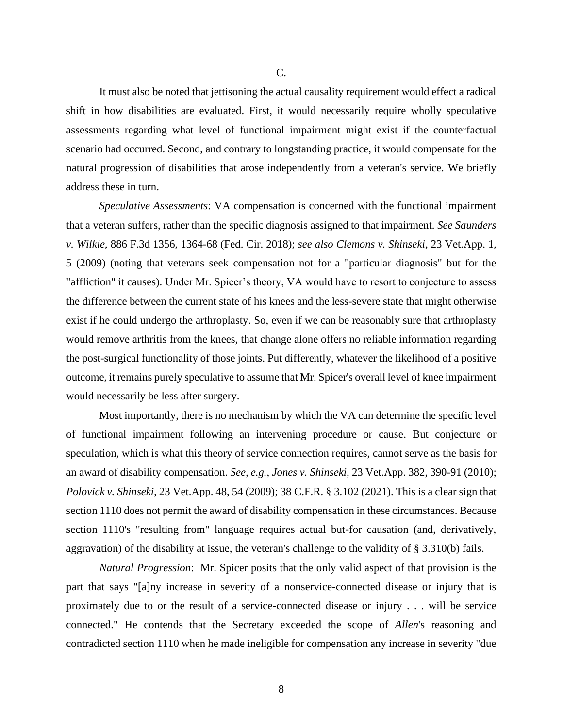C.

It must also be noted that jettisoning the actual causality requirement would effect a radical shift in how disabilities are evaluated. First, it would necessarily require wholly speculative assessments regarding what level of functional impairment might exist if the counterfactual scenario had occurred. Second, and contrary to longstanding practice, it would compensate for the natural progression of disabilities that arose independently from a veteran's service. We briefly address these in turn.

*Speculative Assessments*: VA compensation is concerned with the functional impairment that a veteran suffers, rather than the specific diagnosis assigned to that impairment. *See Saunders v. Wilkie*, 886 F.3d 1356, 1364-68 (Fed. Cir. 2018); *see also Clemons v. Shinseki*, 23 Vet.App. 1, 5 (2009) (noting that veterans seek compensation not for a "particular diagnosis" but for the "affliction" it causes). Under Mr. Spicer's theory, VA would have to resort to conjecture to assess the difference between the current state of his knees and the less-severe state that might otherwise exist if he could undergo the arthroplasty. So, even if we can be reasonably sure that arthroplasty would remove arthritis from the knees, that change alone offers no reliable information regarding the post-surgical functionality of those joints. Put differently, whatever the likelihood of a positive outcome, it remains purely speculative to assume that Mr. Spicer's overall level of knee impairment would necessarily be less after surgery.

Most importantly, there is no mechanism by which the VA can determine the specific level of functional impairment following an intervening procedure or cause. But conjecture or speculation, which is what this theory of service connection requires, cannot serve as the basis for an award of disability compensation. *See, e.g.*, *Jones v. Shinseki*, 23 Vet.App. 382, 390-91 (2010); *Polovick v. Shinseki*, 23 Vet.App. 48, 54 (2009); 38 C.F.R. § 3.102 (2021). This is a clear sign that section 1110 does not permit the award of disability compensation in these circumstances. Because section 1110's "resulting from" language requires actual but-for causation (and, derivatively, aggravation) of the disability at issue, the veteran's challenge to the validity of § 3.310(b) fails.

*Natural Progression*: Mr. Spicer posits that the only valid aspect of that provision is the part that says "[a]ny increase in severity of a nonservice-connected disease or injury that is proximately due to or the result of a service-connected disease or injury . . . will be service connected." He contends that the Secretary exceeded the scope of *Allen*'s reasoning and contradicted section 1110 when he made ineligible for compensation any increase in severity "due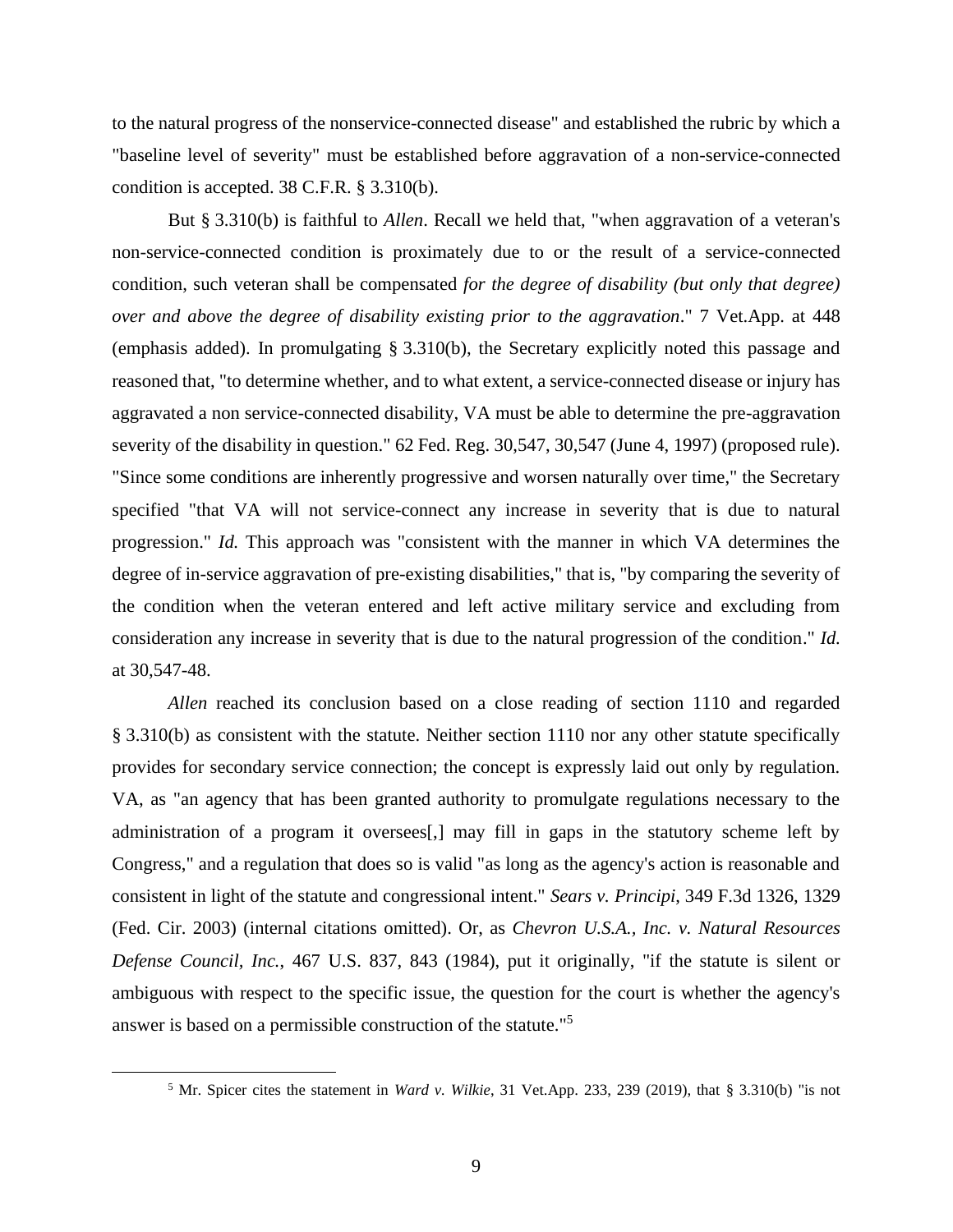to the natural progress of the nonservice-connected disease" and established the rubric by which a "baseline level of severity" must be established before aggravation of a non-service-connected condition is accepted. 38 C.F.R. § 3.310(b).

But § 3.310(b) is faithful to *Allen*. Recall we held that, "when aggravation of a veteran's non-service-connected condition is proximately due to or the result of a service-connected condition, such veteran shall be compensated *for the degree of disability (but only that degree) over and above the degree of disability existing prior to the aggravation*." 7 Vet.App. at 448 (emphasis added). In promulgating § 3.310(b), the Secretary explicitly noted this passage and reasoned that, "to determine whether, and to what extent, a service-connected disease or injury has aggravated a non service-connected disability, VA must be able to determine the pre-aggravation severity of the disability in question." 62 Fed. Reg. 30,547, 30,547 (June 4, 1997) (proposed rule). "Since some conditions are inherently progressive and worsen naturally over time," the Secretary specified "that VA will not service-connect any increase in severity that is due to natural progression." *Id.* This approach was "consistent with the manner in which VA determines the degree of in-service aggravation of pre-existing disabilities," that is, "by comparing the severity of the condition when the veteran entered and left active military service and excluding from consideration any increase in severity that is due to the natural progression of the condition." *Id.* at 30,547-48.

*Allen* reached its conclusion based on a close reading of section 1110 and regarded § 3.310(b) as consistent with the statute. Neither section 1110 nor any other statute specifically provides for secondary service connection; the concept is expressly laid out only by regulation. VA, as "an agency that has been granted authority to promulgate regulations necessary to the administration of a program it oversees[,] may fill in gaps in the statutory scheme left by Congress," and a regulation that does so is valid "as long as the agency's action is reasonable and consistent in light of the statute and congressional intent." *Sears v. Principi*, 349 F.3d 1326, 1329 (Fed. Cir. 2003) (internal citations omitted). Or, as *Chevron U.S.A., Inc. v. Natural Resources Defense Council, Inc.*, 467 U.S. 837, 843 (1984), put it originally, "if the statute is silent or ambiguous with respect to the specific issue, the question for the court is whether the agency's answer is based on a permissible construction of the statute."[5]

[5] Mr. Spicer cites the statement in *Ward v. Wilkie*, 31 Vet.App. 233, 239 (2019), that § 3.310(b) "is not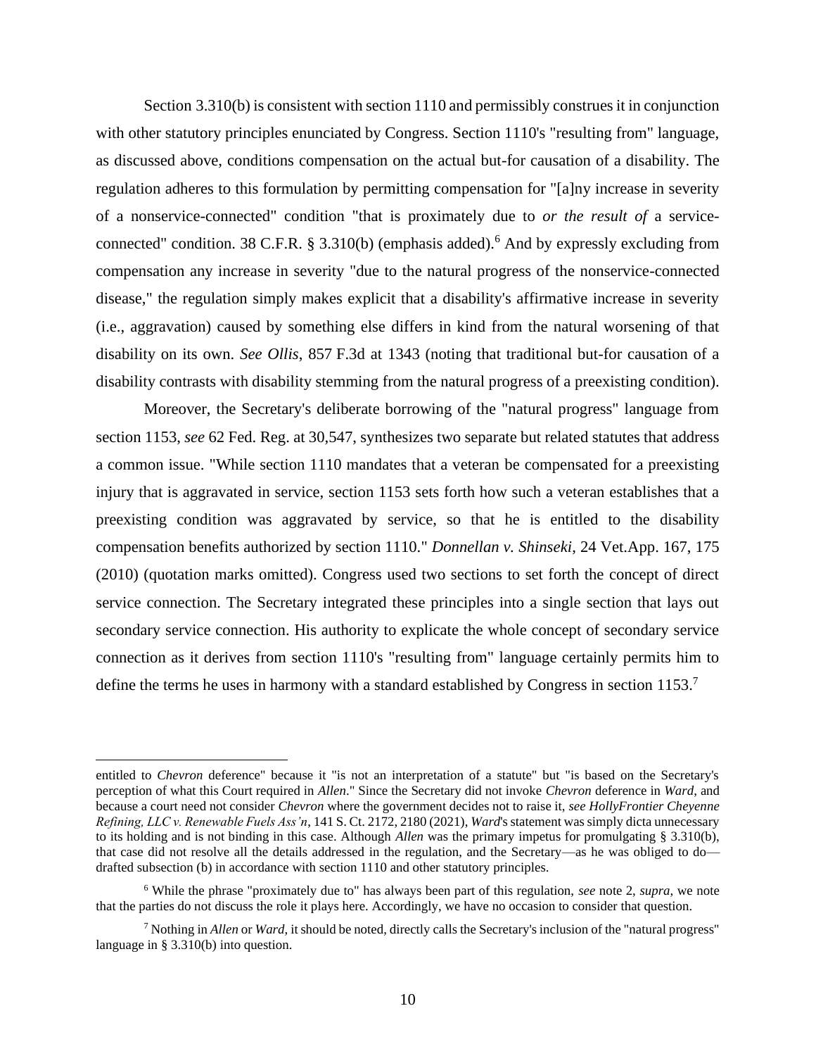Section 3.310(b) is consistent with section 1110 and permissibly construes it in conjunction with other statutory principles enunciated by Congress. Section 1110's "resulting from" language, as discussed above, conditions compensation on the actual but-for causation of a disability. The regulation adheres to this formulation by permitting compensation for "[a]ny increase in severity of a nonservice-connected" condition "that is proximately due to *or the result of* a service-connected" condition. 38 C.F.R. § 3.310(b) (emphasis added).[6] And by expressly excluding from compensation any increase in severity "due to the natural progress of the nonservice-connected disease," the regulation simply makes explicit that a disability's affirmative increase in severity (i.e., aggravation) caused by something else differs in kind from the natural worsening of that disability on its own. *See Ollis*, 857 F.3d at 1343 (noting that traditional but-for causation of a disability contrasts with disability stemming from the natural progress of a preexisting condition).

Moreover, the Secretary's deliberate borrowing of the "natural progress" language from section 1153, *see* 62 Fed. Reg. at 30,547, synthesizes two separate but related statutes that address a common issue. "While section 1110 mandates that a veteran be compensated for a preexisting injury that is aggravated in service, section 1153 sets forth how such a veteran establishes that a preexisting condition was aggravated by service, so that he is entitled to the disability compensation benefits authorized by section 1110." *Donnellan v. Shinseki*, 24 Vet.App. 167, 175 (2010) (quotation marks omitted). Congress used two sections to set forth the concept of direct service connection. The Secretary integrated these principles into a single section that lays out secondary service connection. His authority to explicate the whole concept of secondary service connection as it derives from section 1110's "resulting from" language certainly permits him to define the terms he uses in harmony with a standard established by Congress in section 1153.[7]

---

entitled to *Chevron* deference" because it "is not an interpretation of a statute" but "is based on the Secretary's perception of what this Court required in *Allen*." Since the Secretary did not invoke *Chevron* deference in *Ward*, and because a court need not consider *Chevron* where the government decides not to raise it, *see HollyFrontier Cheyenne Refining, LLC v. Renewable Fuels Ass'n*, 141 S. Ct. 2172, 2180 (2021), *Ward*'s statement was simply dicta unnecessary to its holding and is not binding in this case. Although *Allen* was the primary impetus for promulgating § 3.310(b), that case did not resolve all the details addressed in the regulation, and the Secretary—as he was obliged to do—drafted subsection (b) in accordance with section 1110 and other statutory principles.

[6] While the phrase "proximately due to" has always been part of this regulation, *see* note 2, *supra*, we note that the parties do not discuss the role it plays here. Accordingly, we have no occasion to consider that question.

[7] Nothing in *Allen* or *Ward*, it should be noted, directly calls the Secretary's inclusion of the "natural progress" language in § 3.310(b) into question.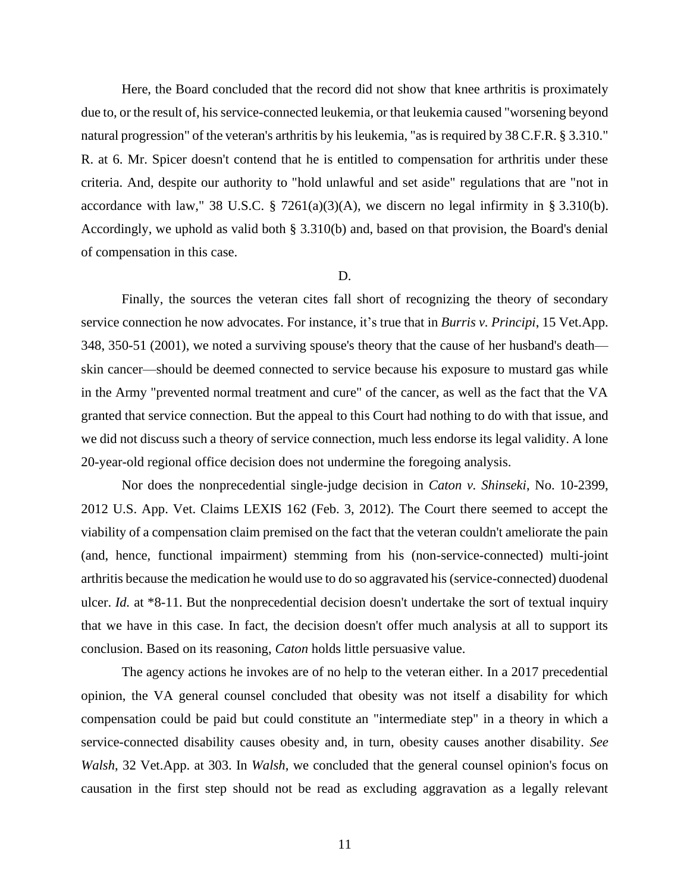Here, the Board concluded that the record did not show that knee arthritis is proximately due to, or the result of, his service-connected leukemia, or that leukemia caused "worsening beyond natural progression" of the veteran's arthritis by his leukemia, "as is required by 38 C.F.R. § 3.310." R. at 6. Mr. Spicer doesn't contend that he is entitled to compensation for arthritis under these criteria. And, despite our authority to "hold unlawful and set aside" regulations that are "not in accordance with law," 38 U.S.C. § 7261(a)(3)(A), we discern no legal infirmity in § 3.310(b). Accordingly, we uphold as valid both § 3.310(b) and, based on that provision, the Board's denial of compensation in this case.

D.

Finally, the sources the veteran cites fall short of recognizing the theory of secondary service connection he now advocates. For instance, it's true that in *Burris v. Principi*, 15 Vet.App. 348, 350-51 (2001), we noted a surviving spouse's theory that the cause of her husband's death—skin cancer—should be deemed connected to service because his exposure to mustard gas while in the Army "prevented normal treatment and cure" of the cancer, as well as the fact that the VA granted that service connection. But the appeal to this Court had nothing to do with that issue, and we did not discuss such a theory of service connection, much less endorse its legal validity. A lone 20-year-old regional office decision does not undermine the foregoing analysis.

Nor does the nonprecedential single-judge decision in *Caton v. Shinseki*, No. 10-2399, 2012 U.S. App. Vet. Claims LEXIS 162 (Feb. 3, 2012). The Court there seemed to accept the viability of a compensation claim premised on the fact that the veteran couldn't ameliorate the pain (and, hence, functional impairment) stemming from his (non-service-connected) multi-joint arthritis because the medication he would use to do so aggravated his (service-connected) duodenal ulcer. *Id.* at *8-11. But the nonprecedential decision doesn't undertake the sort of textual inquiry that we have in this case. In fact, the decision doesn't offer much analysis at all to support its conclusion. Based on its reasoning, *Caton* holds little persuasive value.

The agency actions he invokes are of no help to the veteran either. In a 2017 precedential opinion, the VA general counsel concluded that obesity was not itself a disability for which compensation could be paid but could constitute an "intermediate step" in a theory in which a service-connected disability causes obesity and, in turn, obesity causes another disability. *See Walsh*, 32 Vet.App. at 303. In *Walsh*, we concluded that the general counsel opinion's focus on causation in the first step should not be read as excluding aggravation as a legally relevant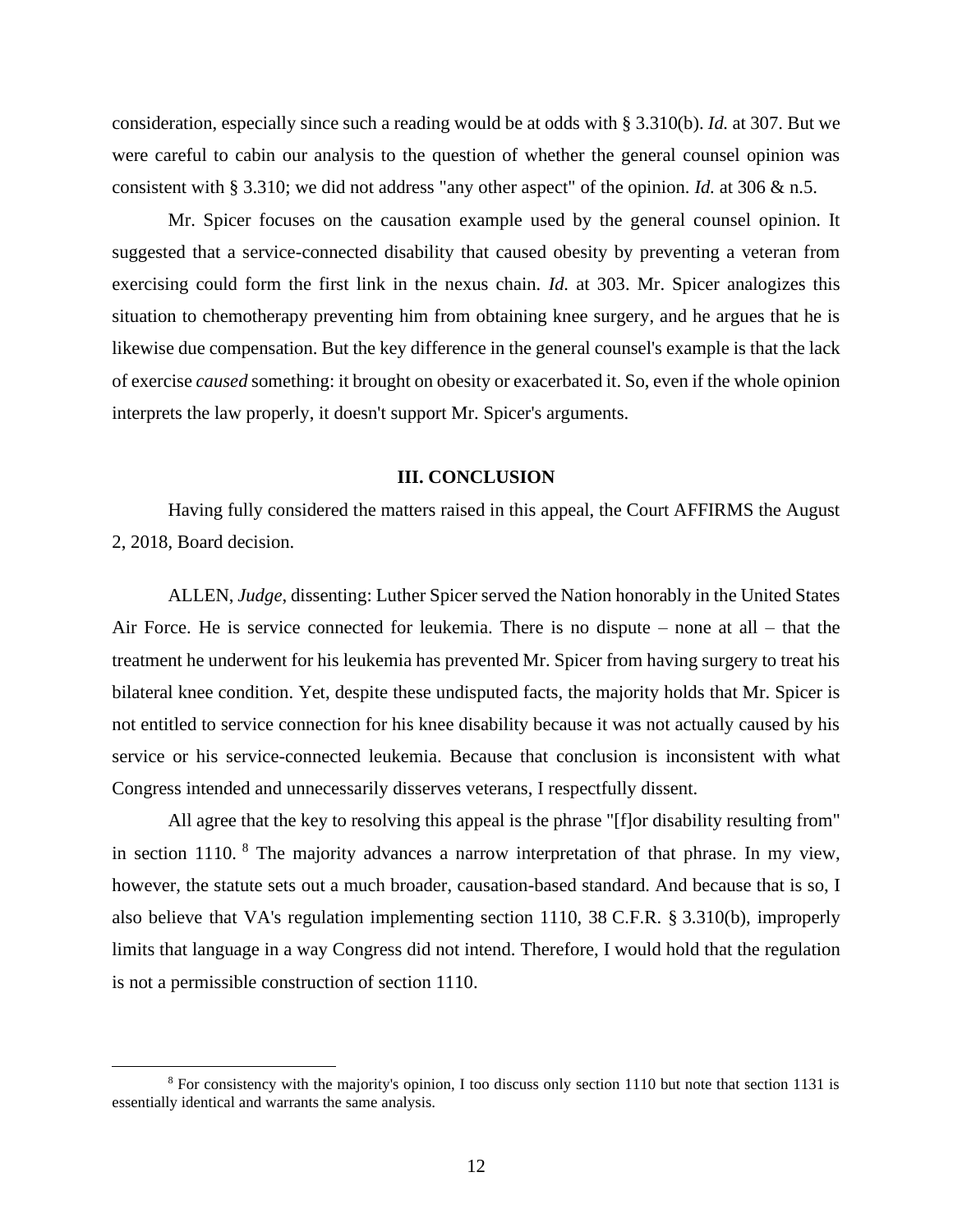consideration, especially since such a reading would be at odds with § 3.310(b). *Id.* at 307. But we were careful to cabin our analysis to the question of whether the general counsel opinion was consistent with § 3.310; we did not address "any other aspect" of the opinion. *Id.* at 306 & n.5.

Mr. Spicer focuses on the causation example used by the general counsel opinion. It suggested that a service-connected disability that caused obesity by preventing a veteran from exercising could form the first link in the nexus chain. *Id.* at 303. Mr. Spicer analogizes this situation to chemotherapy preventing him from obtaining knee surgery, and he argues that he is likewise due compensation. But the key difference in the general counsel's example is that the lack of exercise *caused* something: it brought on obesity or exacerbated it. So, even if the whole opinion interprets the law properly, it doesn't support Mr. Spicer's arguments.

### III. CONCLUSION

Having fully considered the matters raised in this appeal, the Court AFFIRMS the August 2, 2018, Board decision.

ALLEN, *Judge*, dissenting: Luther Spicer served the Nation honorably in the United States Air Force. He is service connected for leukemia. There is no dispute – none at all – that the treatment he underwent for his leukemia has prevented Mr. Spicer from having surgery to treat his bilateral knee condition. Yet, despite these undisputed facts, the majority holds that Mr. Spicer is not entitled to service connection for his knee disability because it was not actually caused by his service or his service-connected leukemia. Because that conclusion is inconsistent with what Congress intended and unnecessarily disserves veterans, I respectfully dissent.

All agree that the key to resolving this appeal is the phrase "[f]or disability resulting from" in section 1110. [8] The majority advances a narrow interpretation of that phrase. In my view, however, the statute sets out a much broader, causation-based standard. And because that is so, I also believe that VA's regulation implementing section 1110, 38 C.F.R. § 3.310(b), improperly limits that language in a way Congress did not intend. Therefore, I would hold that the regulation is not a permissible construction of section 1110.

---

[8] For consistency with the majority's opinion, I too discuss only section 1110 but note that section 1131 is essentially identical and warrants the same analysis.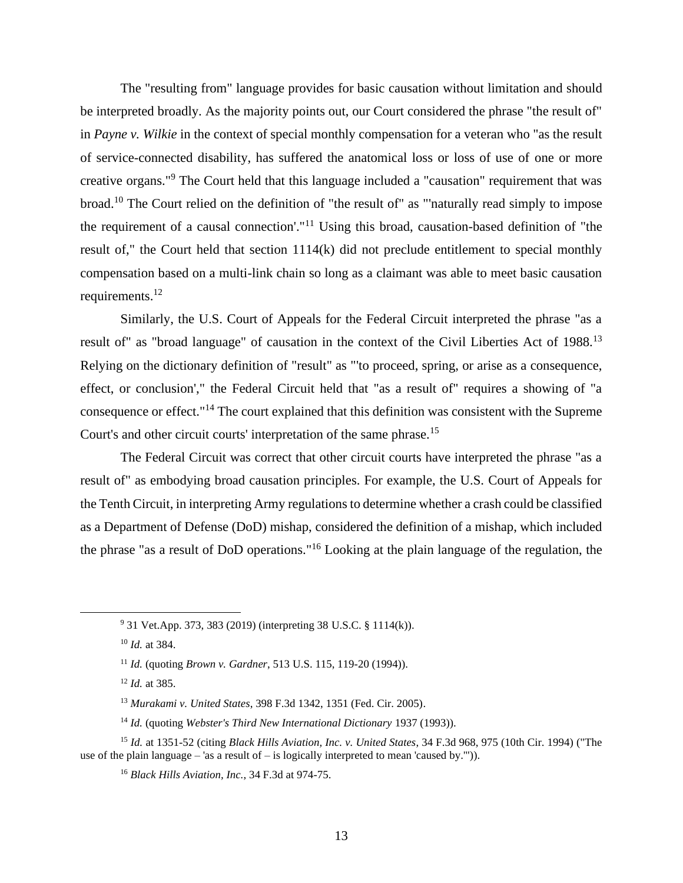The "resulting from" language provides for basic causation without limitation and should be interpreted broadly. As the majority points out, our Court considered the phrase "the result of" in *Payne v. Wilkie* in the context of special monthly compensation for a veteran who "as the result of service-connected disability, has suffered the anatomical loss or loss of use of one or more creative organs."[9] The Court held that this language included a "causation" requirement that was broad.[10] The Court relied on the definition of "the result of" as "'naturally read simply to impose the requirement of a causal connection'."[11] Using this broad, causation-based definition of "the result of," the Court held that section 1114(k) did not preclude entitlement to special monthly compensation based on a multi-link chain so long as a claimant was able to meet basic causation requirements.[12]

Similarly, the U.S. Court of Appeals for the Federal Circuit interpreted the phrase "as a result of" as "broad language" of causation in the context of the Civil Liberties Act of 1988.[13] Relying on the dictionary definition of "result" as "'to proceed, spring, or arise as a consequence, effect, or conclusion'," the Federal Circuit held that "as a result of" requires a showing of "a consequence or effect."[14] The court explained that this definition was consistent with the Supreme Court's and other circuit courts' interpretation of the same phrase.[15]

The Federal Circuit was correct that other circuit courts have interpreted the phrase "as a result of" as embodying broad causation principles. For example, the U.S. Court of Appeals for the Tenth Circuit, in interpreting Army regulations to determine whether a crash could be classified as a Department of Defense (DoD) mishap, considered the definition of a mishap, which included the phrase "as a result of DoD operations."[16] Looking at the plain language of the regulation, the

---

[9] 31 Vet.App. 373, 383 (2019) (interpreting 38 U.S.C. § 1114(k)).

[10] *Id.* at 384.

[11] *Id.* (quoting *Brown v. Gardner*, 513 U.S. 115, 119-20 (1994)).

[12] *Id.* at 385.

[13] *Murakami v. United States*, 398 F.3d 1342, 1351 (Fed. Cir. 2005).

[14] *Id.* (quoting *Webster's Third New International Dictionary* 1937 (1993)).

[15] *Id.* at 1351-52 (citing *Black Hills Aviation, Inc. v. United States*, 34 F.3d 968, 975 (10th Cir. 1994) ("The use of the plain language – 'as a result of – is logically interpreted to mean 'caused by.'")).

[16] *Black Hills Aviation, Inc.*, 34 F.3d at 974-75.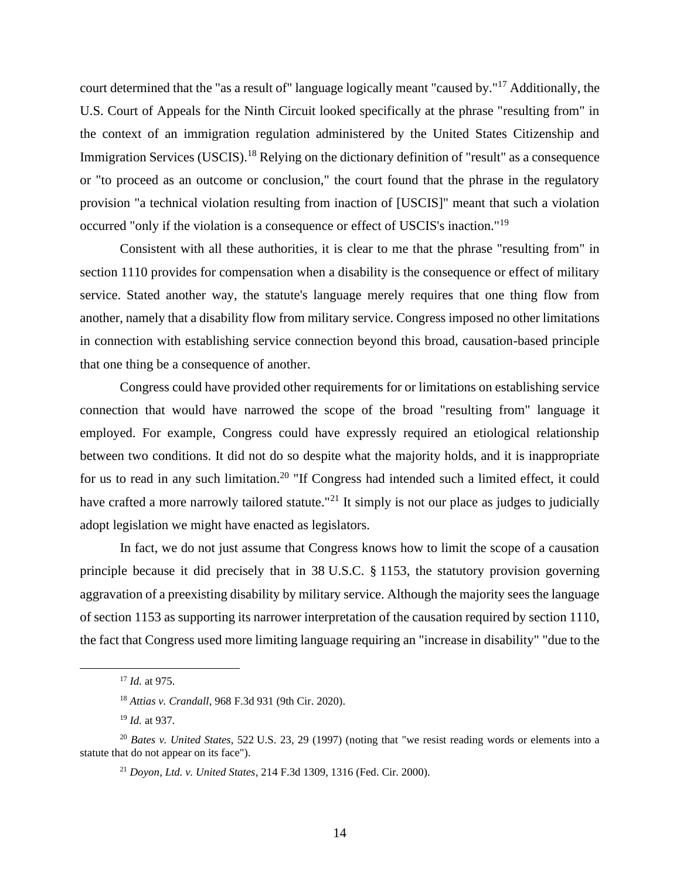court determined that the "as a result of" language logically meant "caused by."[17] Additionally, the U.S. Court of Appeals for the Ninth Circuit looked specifically at the phrase "resulting from" in the context of an immigration regulation administered by the United States Citizenship and Immigration Services (USCIS).[18] Relying on the dictionary definition of "result" as a consequence or "to proceed as an outcome or conclusion," the court found that the phrase in the regulatory provision "a technical violation resulting from inaction of [USCIS]" meant that such a violation occurred "only if the violation is a consequence or effect of USCIS's inaction."[19]

Consistent with all these authorities, it is clear to me that the phrase "resulting from" in section 1110 provides for compensation when a disability is the consequence or effect of military service. Stated another way, the statute's language merely requires that one thing flow from another, namely that a disability flow from military service. Congress imposed no other limitations in connection with establishing service connection beyond this broad, causation-based principle that one thing be a consequence of another.

Congress could have provided other requirements for or limitations on establishing service connection that would have narrowed the scope of the broad "resulting from" language it employed. For example, Congress could have expressly required an etiological relationship between two conditions. It did not do so despite what the majority holds, and it is inappropriate for us to read in any such limitation.[20] "If Congress had intended such a limited effect, it could have crafted a more narrowly tailored statute."[21] It simply is not our place as judges to judicially adopt legislation we might have enacted as legislators.

In fact, we do not just assume that Congress knows how to limit the scope of a causation principle because it did precisely that in 38 U.S.C. § 1153, the statutory provision governing aggravation of a preexisting disability by military service. Although the majority sees the language of section 1153 as supporting its narrower interpretation of the causation required by section 1110, the fact that Congress used more limiting language requiring an "increase in disability" "due to the

---

[17] *Id.* at 975.

[18] *Attias v. Crandall*, 968 F.3d 931 (9th Cir. 2020).

[19] *Id.* at 937.

[20] *Bates v. United States*, 522 U.S. 23, 29 (1997) (noting that "we resist reading words or elements into a statute that do not appear on its face").

[21] *Doyon, Ltd. v. United States*, 214 F.3d 1309, 1316 (Fed. Cir. 2000).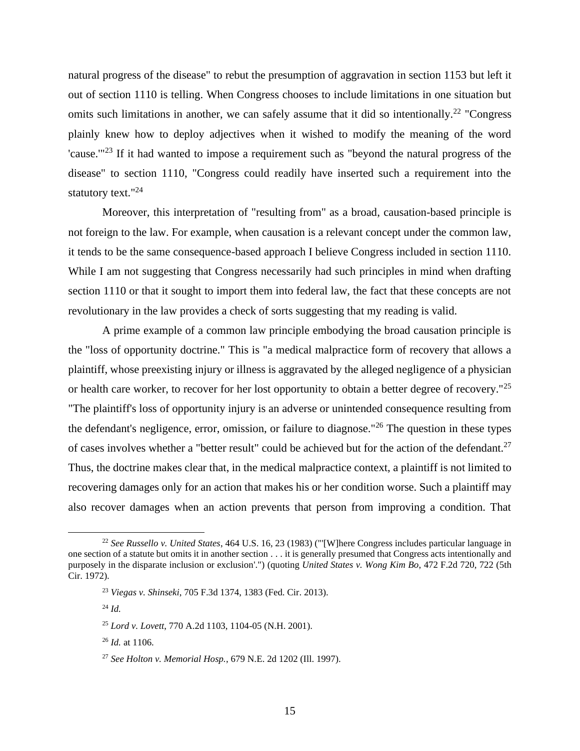natural progress of the disease" to rebut the presumption of aggravation in section 1153 but left it out of section 1110 is telling. When Congress chooses to include limitations in one situation but omits such limitations in another, we can safely assume that it did so intentionally.[22] "Congress plainly knew how to deploy adjectives when it wished to modify the meaning of the word 'cause.'"[23] If it had wanted to impose a requirement such as "beyond the natural progress of the disease" to section 1110, "Congress could readily have inserted such a requirement into the statutory text."[24]

Moreover, this interpretation of "resulting from" as a broad, causation-based principle is not foreign to the law. For example, when causation is a relevant concept under the common law, it tends to be the same consequence-based approach I believe Congress included in section 1110. While I am not suggesting that Congress necessarily had such principles in mind when drafting section 1110 or that it sought to import them into federal law, the fact that these concepts are not revolutionary in the law provides a check of sorts suggesting that my reading is valid.

A prime example of a common law principle embodying the broad causation principle is the "loss of opportunity doctrine." This is "a medical malpractice form of recovery that allows a plaintiff, whose preexisting injury or illness is aggravated by the alleged negligence of a physician or health care worker, to recover for her lost opportunity to obtain a better degree of recovery."[25] "The plaintiff's loss of opportunity injury is an adverse or unintended consequence resulting from the defendant's negligence, error, omission, or failure to diagnose."[26] The question in these types of cases involves whether a "better result" could be achieved but for the action of the defendant.[27] Thus, the doctrine makes clear that, in the medical malpractice context, a plaintiff is not limited to recovering damages only for an action that makes his or her condition worse. Such a plaintiff may also recover damages when an action prevents that person from improving a condition. That

---

[22] *See Russello v. United States*, 464 U.S. 16, 23 (1983) ("'[W]here Congress includes particular language in one section of a statute but omits it in another section . . . it is generally presumed that Congress acts intentionally and purposely in the disparate inclusion or exclusion'.") (quoting *United States v. Wong Kim Bo*, 472 F.2d 720, 722 (5th Cir. 1972).

[23] *Viegas v. Shinseki*, 705 F.3d 1374, 1383 (Fed. Cir. 2013).

[24] *Id.*

[25] *Lord v. Lovett*, 770 A.2d 1103, 1104-05 (N.H. 2001).

[26] *Id.* at 1106.

[27] *See Holton v. Memorial Hosp.*, 679 N.E. 2d 1202 (Ill. 1997).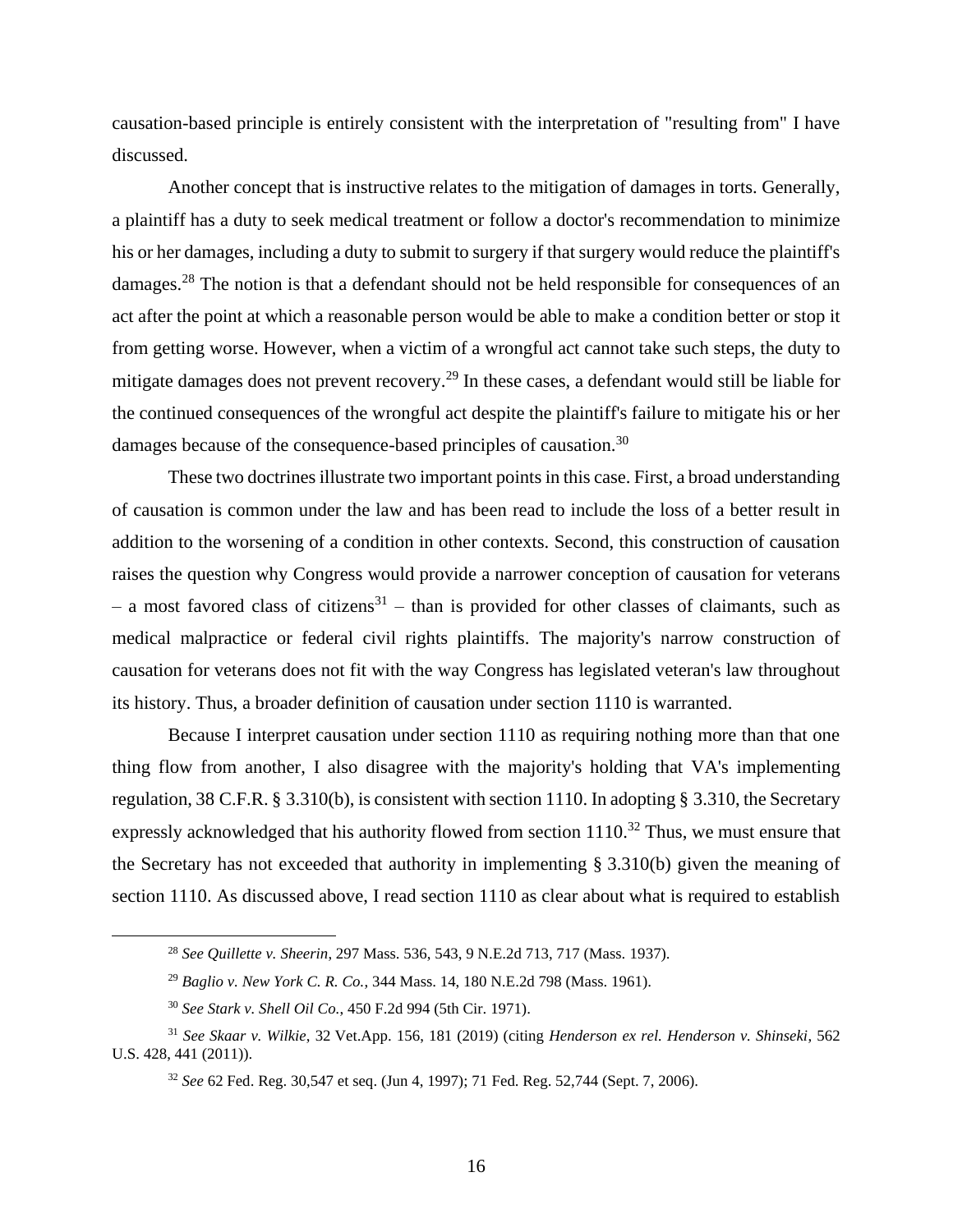causation-based principle is entirely consistent with the interpretation of "resulting from" I have discussed.

Another concept that is instructive relates to the mitigation of damages in torts. Generally, a plaintiff has a duty to seek medical treatment or follow a doctor's recommendation to minimize his or her damages, including a duty to submit to surgery if that surgery would reduce the plaintiff's damages.[28] The notion is that a defendant should not be held responsible for consequences of an act after the point at which a reasonable person would be able to make a condition better or stop it from getting worse. However, when a victim of a wrongful act cannot take such steps, the duty to mitigate damages does not prevent recovery.[29] In these cases, a defendant would still be liable for the continued consequences of the wrongful act despite the plaintiff's failure to mitigate his or her damages because of the consequence-based principles of causation.[30]

These two doctrines illustrate two important points in this case. First, a broad understanding of causation is common under the law and has been read to include the loss of a better result in addition to the worsening of a condition in other contexts. Second, this construction of causation raises the question why Congress would provide a narrower conception of causation for veterans – a most favored class of citizens[31] – than is provided for other classes of claimants, such as medical malpractice or federal civil rights plaintiffs. The majority's narrow construction of causation for veterans does not fit with the way Congress has legislated veteran's law throughout its history. Thus, a broader definition of causation under section 1110 is warranted.

Because I interpret causation under section 1110 as requiring nothing more than that one thing flow from another, I also disagree with the majority's holding that VA's implementing regulation, 38 C.F.R. § 3.310(b), is consistent with section 1110. In adopting § 3.310, the Secretary expressly acknowledged that his authority flowed from section 1110.[32] Thus, we must ensure that the Secretary has not exceeded that authority in implementing § 3.310(b) given the meaning of section 1110. As discussed above, I read section 1110 as clear about what is required to establish

---

[28] *See Quillette v. Sheerin*, 297 Mass. 536, 543, 9 N.E.2d 713, 717 (Mass. 1937).

[29] *Baglio v. New York C. R. Co.*, 344 Mass. 14, 180 N.E.2d 798 (Mass. 1961).

[30] *See Stark v. Shell Oil Co.*, 450 F.2d 994 (5th Cir. 1971).

[31] *See Skaar v. Wilkie*, 32 Vet.App. 156, 181 (2019) (citing *Henderson ex rel. Henderson v. Shinseki*, 562 U.S. 428, 441 (2011)).

[32] *See* 62 Fed. Reg. 30,547 et seq. (Jun 4, 1997); 71 Fed. Reg. 52,744 (Sept. 7, 2006).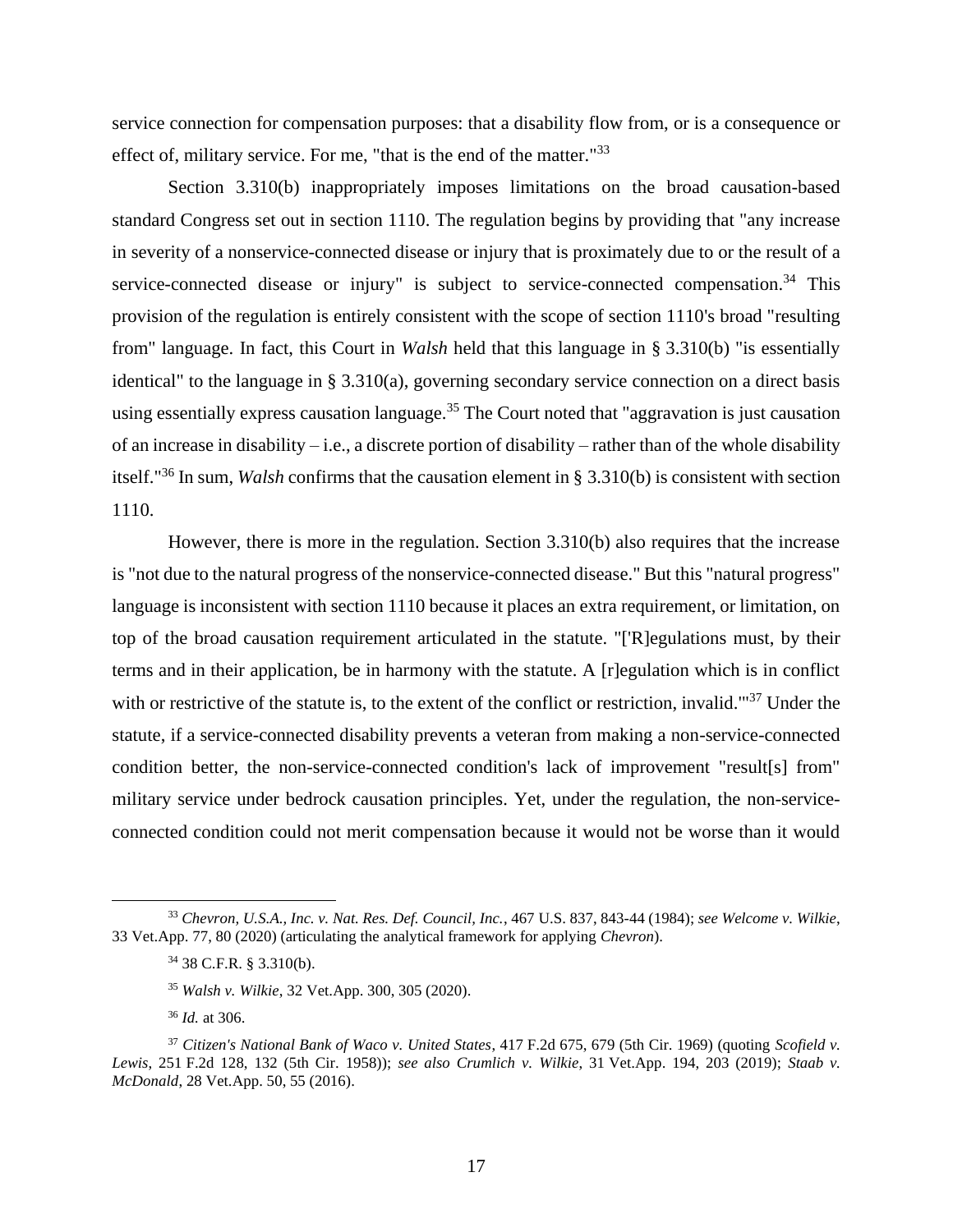service connection for compensation purposes: that a disability flow from, or is a consequence or effect of, military service. For me, "that is the end of the matter."[33]

Section 3.310(b) inappropriately imposes limitations on the broad causation-based standard Congress set out in section 1110. The regulation begins by providing that "any increase in severity of a nonservice-connected disease or injury that is proximately due to or the result of a service-connected disease or injury" is subject to service-connected compensation.[34] This provision of the regulation is entirely consistent with the scope of section 1110's broad "resulting from" language. In fact, this Court in *Walsh* held that this language in § 3.310(b) "is essentially identical" to the language in § 3.310(a), governing secondary service connection on a direct basis using essentially express causation language.[35] The Court noted that "aggravation is just causation of an increase in disability – i.e., a discrete portion of disability – rather than of the whole disability itself."[36] In sum, *Walsh* confirms that the causation element in § 3.310(b) is consistent with section 1110.

However, there is more in the regulation. Section 3.310(b) also requires that the increase is "not due to the natural progress of the nonservice-connected disease." But this "natural progress" language is inconsistent with section 1110 because it places an extra requirement, or limitation, on top of the broad causation requirement articulated in the statute. "['R]egulations must, by their terms and in their application, be in harmony with the statute. A [r]egulation which is in conflict with or restrictive of the statute is, to the extent of the conflict or restriction, invalid.'"[37] Under the statute, if a service-connected disability prevents a veteran from making a non-service-connected condition better, the non-service-connected condition's lack of improvement "result[s] from" military service under bedrock causation principles. Yet, under the regulation, the non-service-connected condition could not merit compensation because it would not be worse than it would

---

[33] *Chevron, U.S.A., Inc. v. Nat. Res. Def. Council, Inc.*, 467 U.S. 837, 843-44 (1984); *see Welcome v. Wilkie*, 33 Vet.App. 77, 80 (2020) (articulating the analytical framework for applying *Chevron*).

[34] 38 C.F.R. § 3.310(b).

[35] *Walsh v. Wilkie*, 32 Vet.App. 300, 305 (2020).

[36] *Id.* at 306.

[37] *Citizen's National Bank of Waco v. United States*, 417 F.2d 675, 679 (5th Cir. 1969) (quoting *Scofield v. Lewis*, 251 F.2d 128, 132 (5th Cir. 1958)); *see also Crumlich v. Wilkie*, 31 Vet.App. 194, 203 (2019); *Staab v. McDonald*, 28 Vet.App. 50, 55 (2016).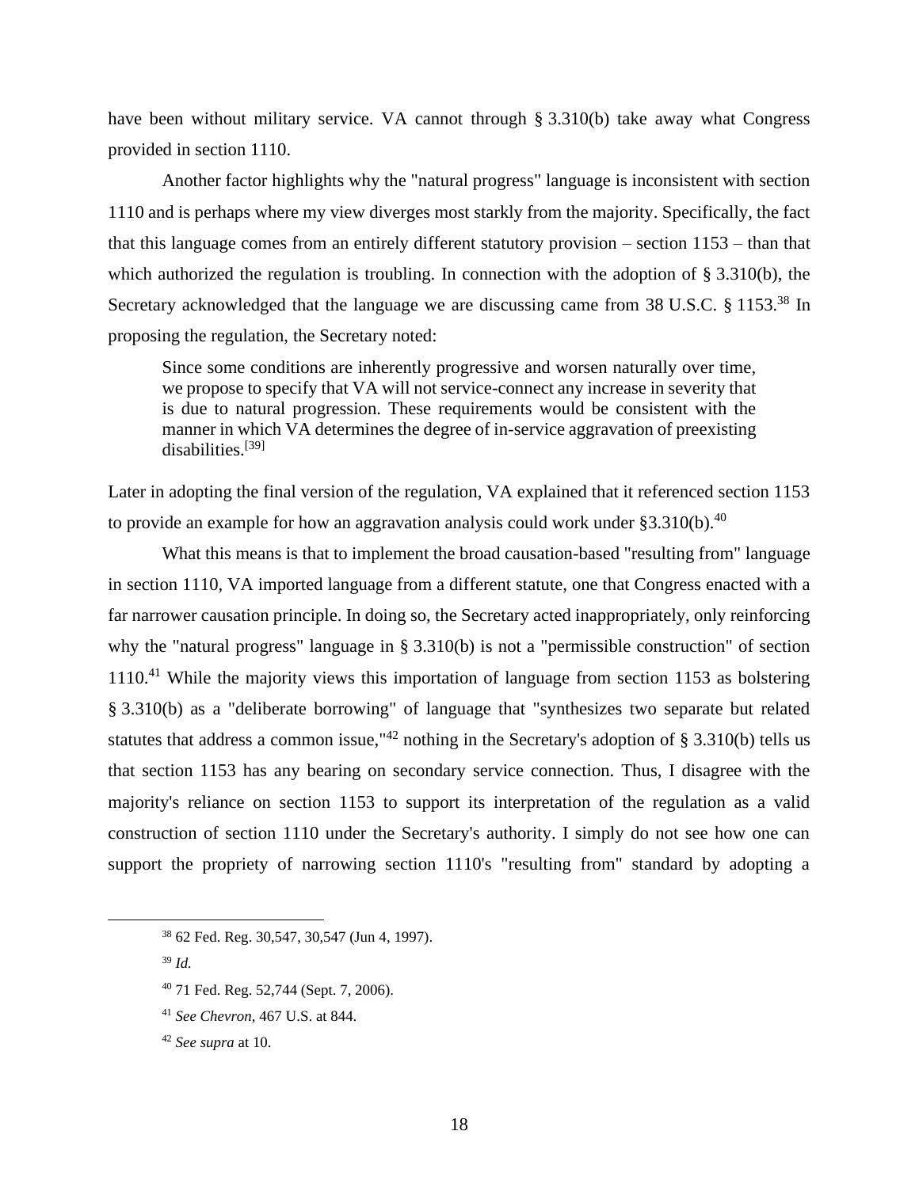have been without military service. VA cannot through § 3.310(b) take away what Congress provided in section 1110.

Another factor highlights why the "natural progress" language is inconsistent with section 1110 and is perhaps where my view diverges most starkly from the majority. Specifically, the fact that this language comes from an entirely different statutory provision – section 1153 – than that which authorized the regulation is troubling. In connection with the adoption of § 3.310(b), the Secretary acknowledged that the language we are discussing came from 38 U.S.C. § 1153.[38] In proposing the regulation, the Secretary noted:

> Since some conditions are inherently progressive and worsen naturally over time, we propose to specify that VA will not service-connect any increase in severity that is due to natural progression. These requirements would be consistent with the manner in which VA determines the degree of in-service aggravation of preexisting disabilities.[39]

Later in adopting the final version of the regulation, VA explained that it referenced section 1153 to provide an example for how an aggravation analysis could work under §3.310(b).[40]

What this means is that to implement the broad causation-based "resulting from" language in section 1110, VA imported language from a different statute, one that Congress enacted with a far narrower causation principle. In doing so, the Secretary acted inappropriately, only reinforcing why the "natural progress" language in § 3.310(b) is not a "permissible construction" of section 1110.[41] While the majority views this importation of language from section 1153 as bolstering § 3.310(b) as a "deliberate borrowing" of language that "synthesizes two separate but related statutes that address a common issue,"[42] nothing in the Secretary's adoption of § 3.310(b) tells us that section 1153 has any bearing on secondary service connection. Thus, I disagree with the majority's reliance on section 1153 to support its interpretation of the regulation as a valid construction of section 1110 under the Secretary's authority. I simply do not see how one can support the propriety of narrowing section 1110's "resulting from" standard by adopting a

---

[38] 62 Fed. Reg. 30,547, 30,547 (Jun 4, 1997).

[39] *Id.*

[40] 71 Fed. Reg. 52,744 (Sept. 7, 2006).

[41] *See Chevron*, 467 U.S. at 844.

[42] *See supra* at 10.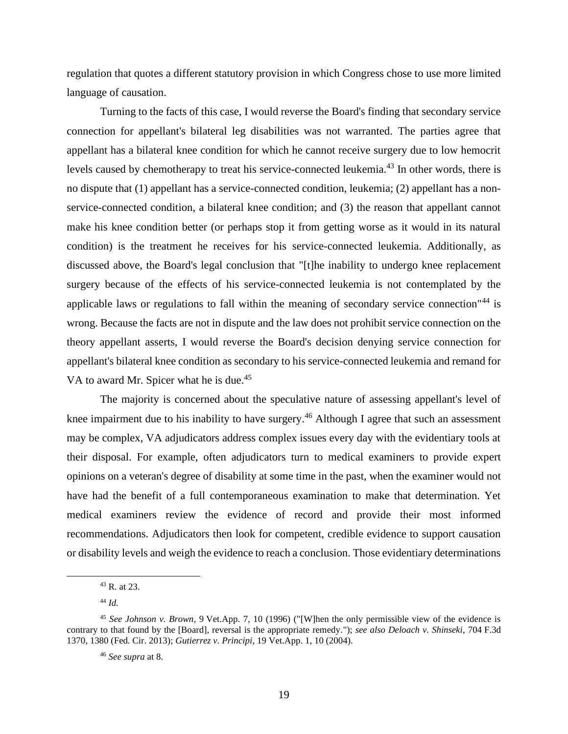regulation that quotes a different statutory provision in which Congress chose to use more limited language of causation.

Turning to the facts of this case, I would reverse the Board's finding that secondary service connection for appellant's bilateral leg disabilities was not warranted. The parties agree that appellant has a bilateral knee condition for which he cannot receive surgery due to low hemocrit levels caused by chemotherapy to treat his service-connected leukemia.[43] In other words, there is no dispute that (1) appellant has a service-connected condition, leukemia; (2) appellant has a non-service-connected condition, a bilateral knee condition; and (3) the reason that appellant cannot make his knee condition better (or perhaps stop it from getting worse as it would in its natural condition) is the treatment he receives for his service-connected leukemia. Additionally, as discussed above, the Board's legal conclusion that "[t]he inability to undergo knee replacement surgery because of the effects of his service-connected leukemia is not contemplated by the applicable laws or regulations to fall within the meaning of secondary service connection"[44] is wrong. Because the facts are not in dispute and the law does not prohibit service connection on the theory appellant asserts, I would reverse the Board's decision denying service connection for appellant's bilateral knee condition as secondary to his service-connected leukemia and remand for VA to award Mr. Spicer what he is due.[45]

The majority is concerned about the speculative nature of assessing appellant's level of knee impairment due to his inability to have surgery.[46] Although I agree that such an assessment may be complex, VA adjudicators address complex issues every day with the evidentiary tools at their disposal. For example, often adjudicators turn to medical examiners to provide expert opinions on a veteran's degree of disability at some time in the past, when the examiner would not have had the benefit of a full contemporaneous examination to make that determination. Yet medical examiners review the evidence of record and provide their most informed recommendations. Adjudicators then look for competent, credible evidence to support causation or disability levels and weigh the evidence to reach a conclusion. Those evidentiary determinations

---

[43] R. at 23.

[44] *Id.*

[45] *See Johnson v. Brown*, 9 Vet.App. 7, 10 (1996) ("[W]hen the only permissible view of the evidence is contrary to that found by the [Board], reversal is the appropriate remedy."); *see also Deloach v. Shinseki*, 704 F.3d 1370, 1380 (Fed. Cir. 2013); *Gutierrez v. Principi*, 19 Vet.App. 1, 10 (2004).

[46] *See supra* at 8.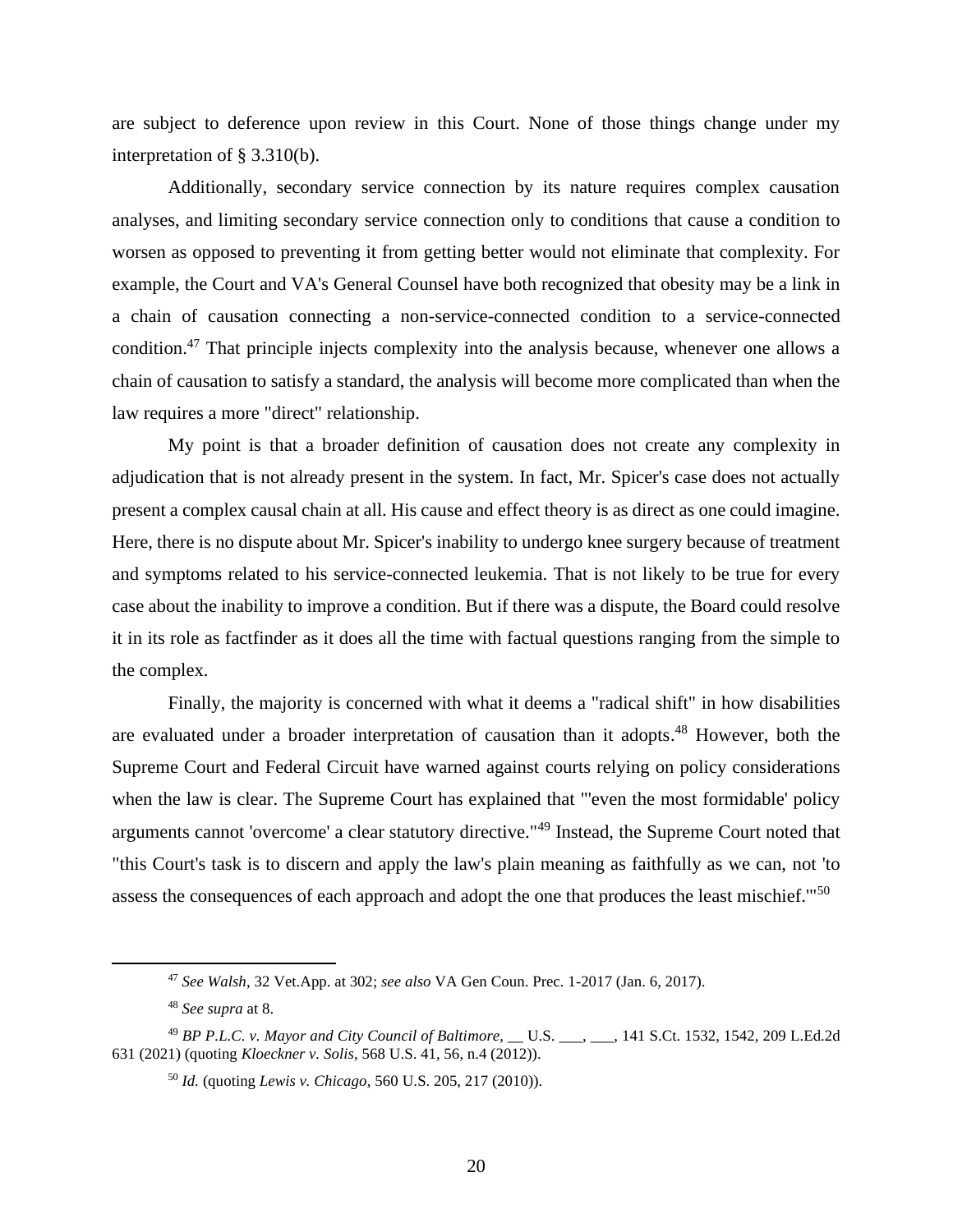are subject to deference upon review in this Court. None of those things change under my interpretation of § 3.310(b).

Additionally, secondary service connection by its nature requires complex causation analyses, and limiting secondary service connection only to conditions that cause a condition to worsen as opposed to preventing it from getting better would not eliminate that complexity. For example, the Court and VA's General Counsel have both recognized that obesity may be a link in a chain of causation connecting a non-service-connected condition to a service-connected condition.[47] That principle injects complexity into the analysis because, whenever one allows a chain of causation to satisfy a standard, the analysis will become more complicated than when the law requires a more "direct" relationship.

My point is that a broader definition of causation does not create any complexity in adjudication that is not already present in the system. In fact, Mr. Spicer's case does not actually present a complex causal chain at all. His cause and effect theory is as direct as one could imagine. Here, there is no dispute about Mr. Spicer's inability to undergo knee surgery because of treatment and symptoms related to his service-connected leukemia. That is not likely to be true for every case about the inability to improve a condition. But if there was a dispute, the Board could resolve it in its role as factfinder as it does all the time with factual questions ranging from the simple to the complex.

Finally, the majority is concerned with what it deems a "radical shift" in how disabilities are evaluated under a broader interpretation of causation than it adopts.[48] However, both the Supreme Court and Federal Circuit have warned against courts relying on policy considerations when the law is clear. The Supreme Court has explained that "'even the most formidable' policy arguments cannot 'overcome' a clear statutory directive."[49] Instead, the Supreme Court noted that "this Court's task is to discern and apply the law's plain meaning as faithfully as we can, not 'to assess the consequences of each approach and adopt the one that produces the least mischief.'"[50]

---

[47] *See Walsh*, 32 Vet.App. at 302; *see also* VA Gen Coun. Prec. 1-2017 (Jan. 6, 2017).

[48] *See supra* at 8.

[49] *BP P.L.C. v. Mayor and City Council of Baltimore*, __ U.S. ___, ___, 141 S.Ct. 1532, 1542, 209 L.Ed.2d 631 (2021) (quoting *Kloeckner v. Solis*, 568 U.S. 41, 56, n.4 (2012)).

[50] *Id.* (quoting *Lewis v. Chicago*, 560 U.S. 205, 217 (2010)).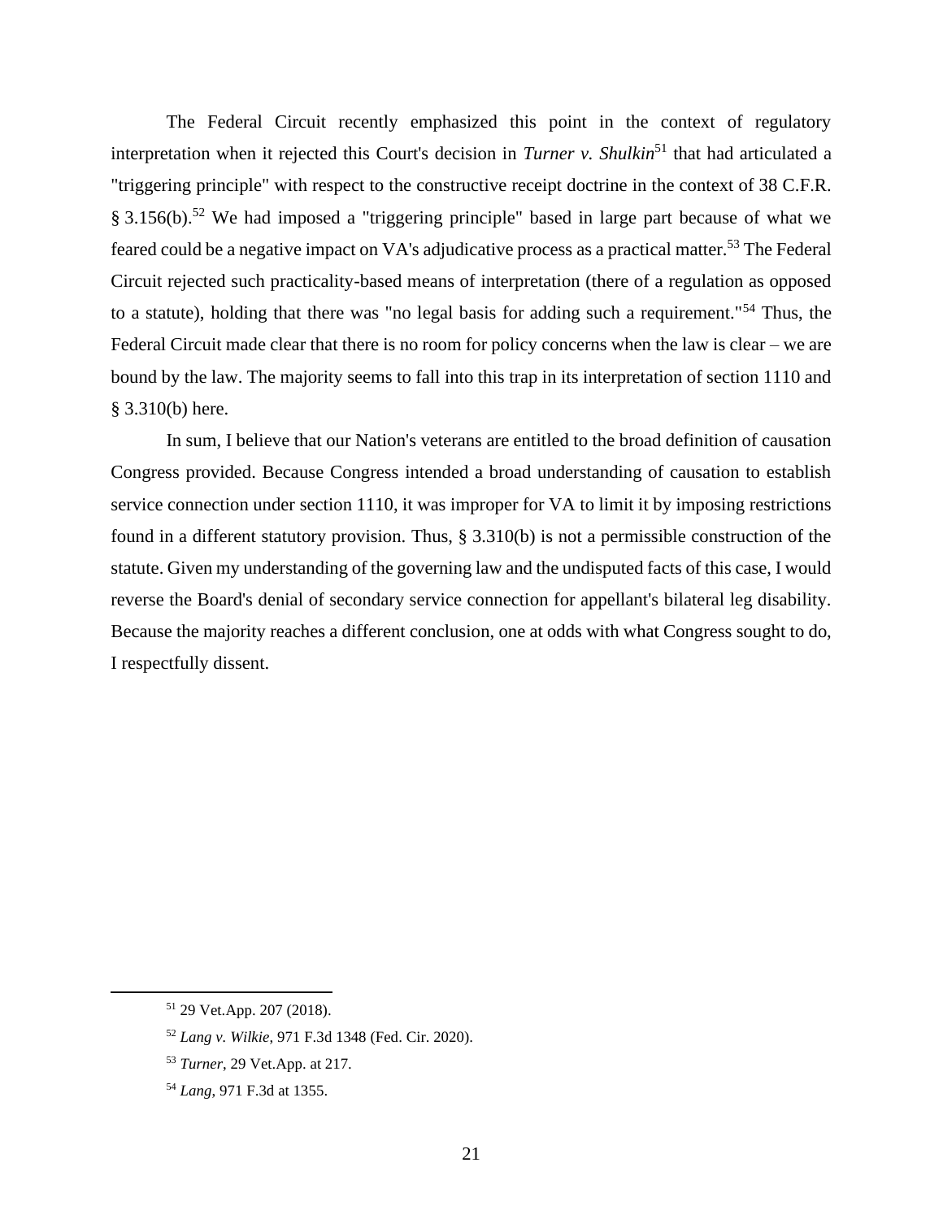The Federal Circuit recently emphasized this point in the context of regulatory interpretation when it rejected this Court's decision in ***Turner v. Shulkin***[51] that had articulated a "triggering principle" with respect to the constructive receipt doctrine in the context of 38 C.F.R. § 3.156(b).[52] We had imposed a "triggering principle" based in large part because of what we feared could be a negative impact on VA's adjudicative process as a practical matter.[53] The Federal Circuit rejected such practicality-based means of interpretation (there of a regulation as opposed to a statute), holding that there was "no legal basis for adding such a requirement."[54] Thus, the Federal Circuit made clear that there is no room for policy concerns when the law is clear – we are bound by the law. The majority seems to fall into this trap in its interpretation of section 1110 and § 3.310(b) here.

In sum, I believe that our Nation's veterans are entitled to the broad definition of causation Congress provided. Because Congress intended a broad understanding of causation to establish service connection under section 1110, it was improper for VA to limit it by imposing restrictions found in a different statutory provision. Thus, § 3.310(b) is not a permissible construction of the statute. Given my understanding of the governing law and the undisputed facts of this case, I would reverse the Board's denial of secondary service connection for appellant's bilateral leg disability. Because the majority reaches a different conclusion, one at odds with what Congress sought to do, I respectfully dissent.

---

[51] 29 Vet.App. 207 (2018).

[52] *Lang v. Wilkie*, 971 F.3d 1348 (Fed. Cir. 2020).

[53] *Turner*, 29 Vet.App. at 217.

[54] *Lang*, 971 F.3d at 1355.